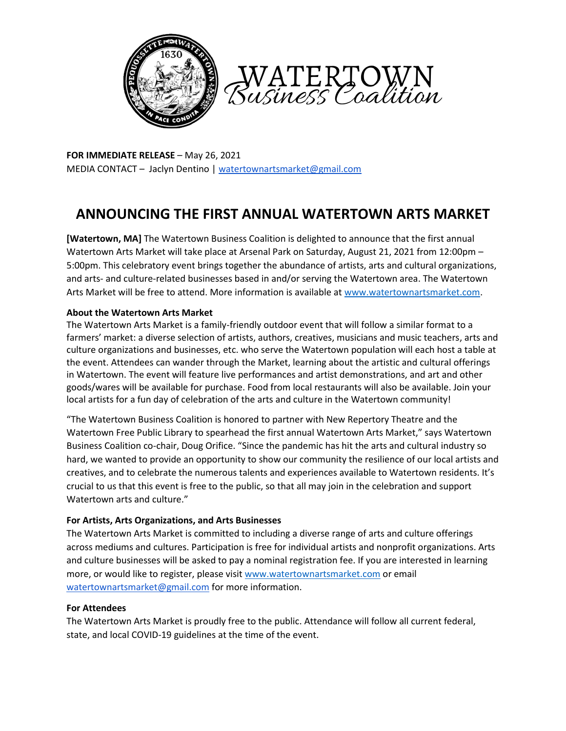WATERTOWN
Business Coalition

**FOR IMMEDIATE RELEASE** – May 26, 2021
MEDIA CONTACT – Jaclyn Dentino | watertownartsmarket@gmail.com

# ANNOUNCING THE FIRST ANNUAL WATERTOWN ARTS MARKET

**[Watertown, MA]** The Watertown Business Coalition is delighted to announce that the first annual Watertown Arts Market will take place at Arsenal Park on Saturday, August 21, 2021 from 12:00pm – 5:00pm. This celebratory event brings together the abundance of artists, arts and cultural organizations, and arts- and culture-related businesses based in and/or serving the Watertown area. The Watertown Arts Market will be free to attend. More information is available at www.watertownartsmarket.com.

**About the Watertown Arts Market**
The Watertown Arts Market is a family-friendly outdoor event that will follow a similar format to a farmers' market: a diverse selection of artists, authors, creatives, musicians and music teachers, arts and culture organizations and businesses, etc. who serve the Watertown population will each host a table at the event. Attendees can wander through the Market, learning about the artistic and cultural offerings in Watertown. The event will feature live performances and artist demonstrations, and art and other goods/wares will be available for purchase. Food from local restaurants will also be available. Join your local artists for a fun day of celebration of the arts and culture in the Watertown community!

"The Watertown Business Coalition is honored to partner with New Repertory Theatre and the Watertown Free Public Library to spearhead the first annual Watertown Arts Market," says Watertown Business Coalition co-chair, Doug Orifice. "Since the pandemic has hit the arts and cultural industry so hard, we wanted to provide an opportunity to show our community the resilience of our local artists and creatives, and to celebrate the numerous talents and experiences available to Watertown residents. It's crucial to us that this event is free to the public, so that all may join in the celebration and support Watertown arts and culture."

**For Artists, Arts Organizations, and Arts Businesses**
The Watertown Arts Market is committed to including a diverse range of arts and culture offerings across mediums and cultures. Participation is free for individual artists and nonprofit organizations. Arts and culture businesses will be asked to pay a nominal registration fee. If you are interested in learning more, or would like to register, please visit www.watertownartsmarket.com or email watertownartsmarket@gmail.com for more information.

**For Attendees**
The Watertown Arts Market is proudly free to the public. Attendance will follow all current federal, state, and local COVID-19 guidelines at the time of the event.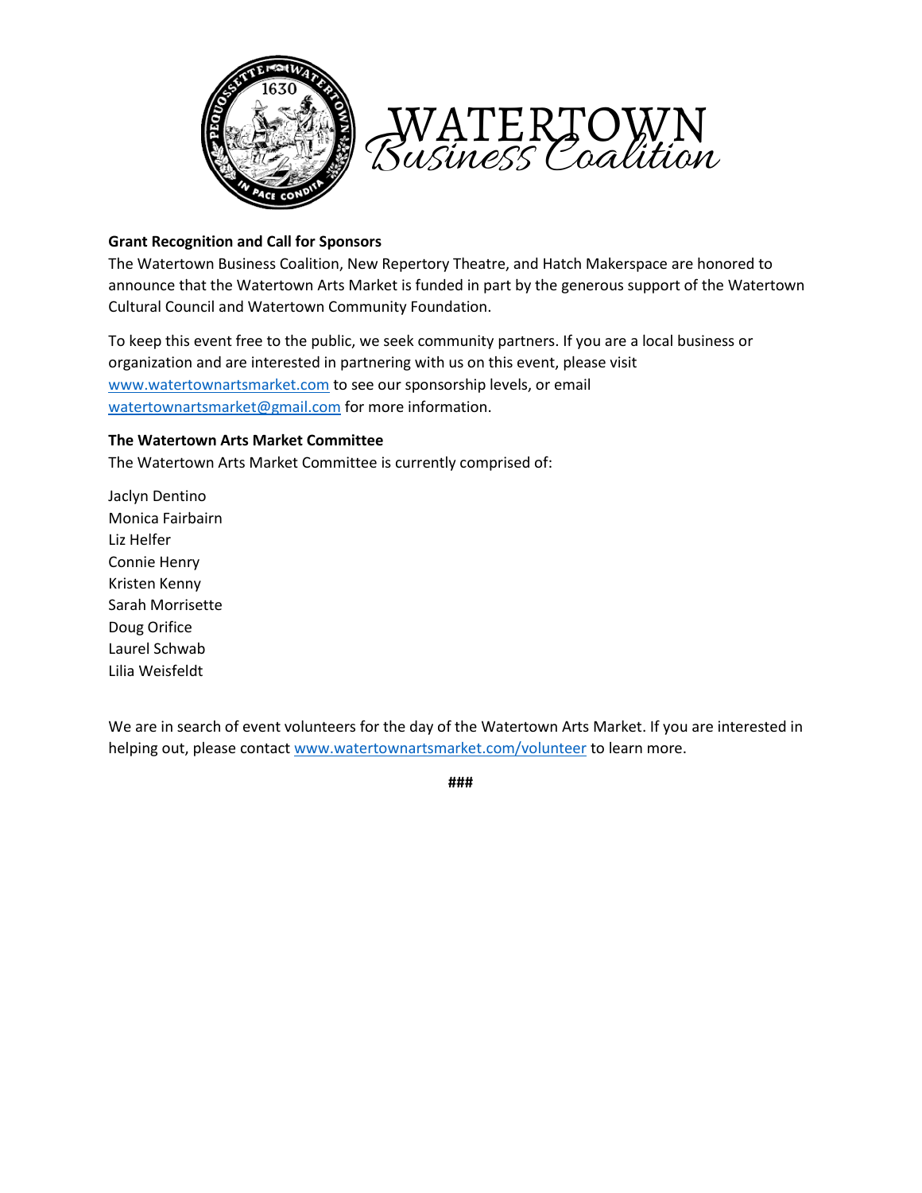**Grant Recognition and Call for Sponsors**

The Watertown Business Coalition, New Repertory Theatre, and Hatch Makerspace are honored to announce that the Watertown Arts Market is funded in part by the generous support of the Watertown Cultural Council and Watertown Community Foundation.

To keep this event free to the public, we seek community partners. If you are a local business or organization and are interested in partnering with us on this event, please visit www.watertownartsmarket.com to see our sponsorship levels, or email watertownartsmarket@gmail.com for more information.

**The Watertown Arts Market Committee**

The Watertown Arts Market Committee is currently comprised of:

Jaclyn Dentino
Monica Fairbairn
Liz Helfer
Connie Henry
Kristen Kenny
Sarah Morrisette
Doug Orifice
Laurel Schwab
Lilia Weisfeldt

We are in search of event volunteers for the day of the Watertown Arts Market. If you are interested in helping out, please contact www.watertownartsmarket.com/volunteer to learn more.

###